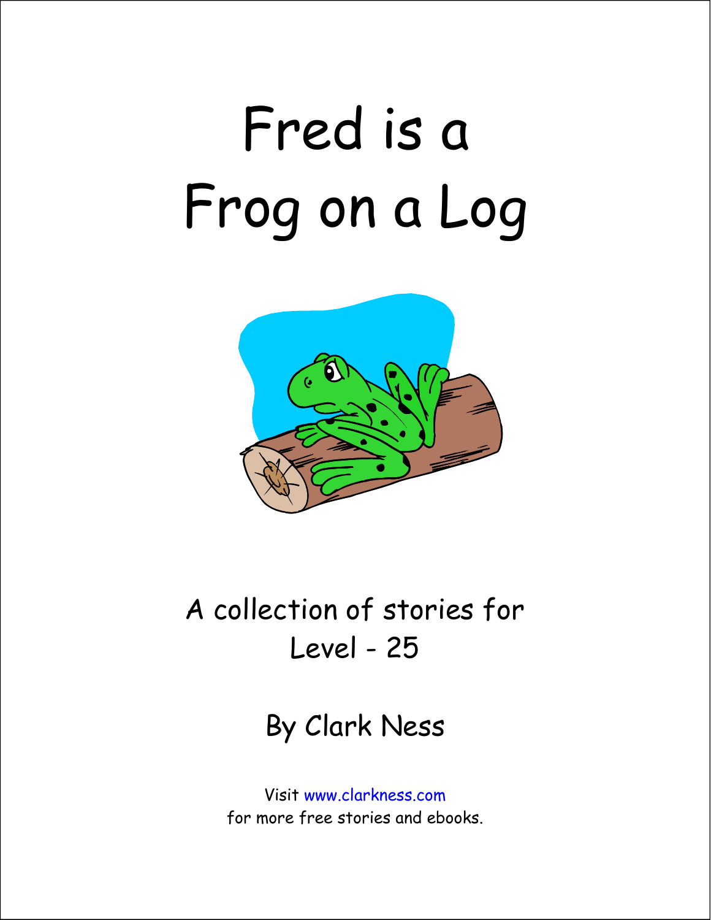# Fred is a Frog on a Log

A collection of stories for Level - 25

By Clark Ness

Visit www.clarkness.com for more free stories and ebooks.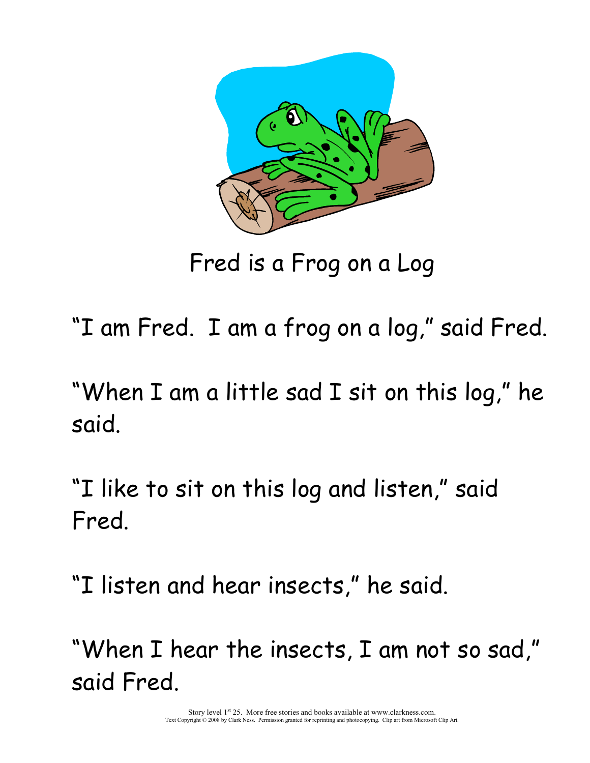Fred is a Frog on a Log

"I am Fred. I am a frog on a log," said Fred.

"When I am a little sad I sit on this log," he said.

"I like to sit on this log and listen," said Fred.

"I listen and hear insects," he said.

"When I hear the insects, I am not so sad," said Fred.

Story level 1st 25. More free stories and books available at www.clarkness.com.
Text Copyright © 2008 by Clark Ness. Permission granted for reprinting and photocopying. Clip art from Microsoft Clip Art.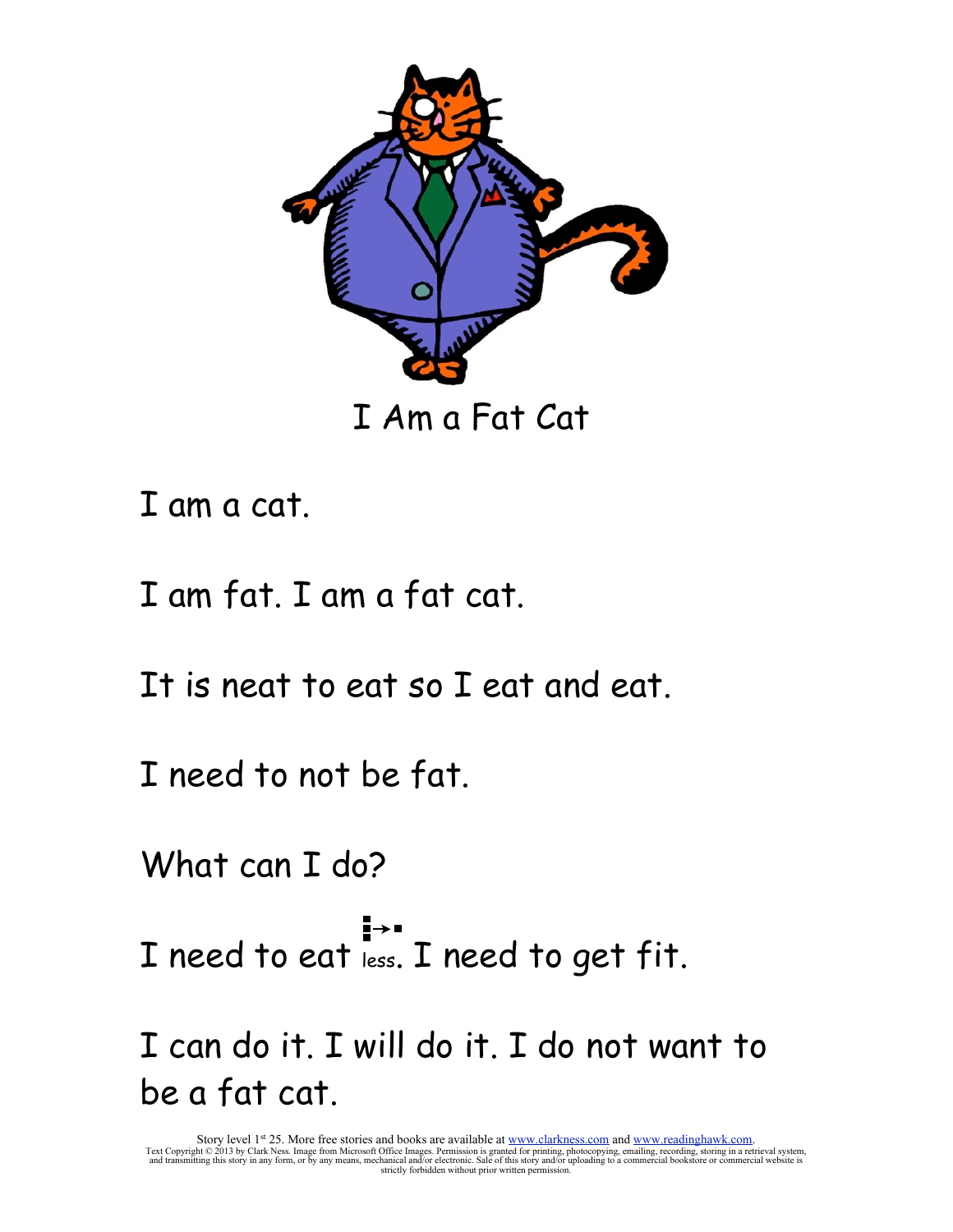# I Am a Fat Cat

I am a cat.

I am fat. I am a fat cat.

It is neat to eat so I eat and eat.

I need to not be fat.

What can I do?

I need to eat less. I need to get fit.

I can do it. I will do it. I do not want to be a fat cat.

Story level 1st 25. More free stories and books are available at www.clarkness.com and www.readinghawk.com.
Text Copyright © 2013 by Clark Ness. Image from Microsoft Office Images. Permission is granted for printing, photocopying, emailing, recording, storing in a retrieval system, and transmitting this story in any form, or by any means, mechanical and/or electronic. Sale of this story and/or uploading to a commercial bookstore or commercial website is strictly forbidden without prior written permission.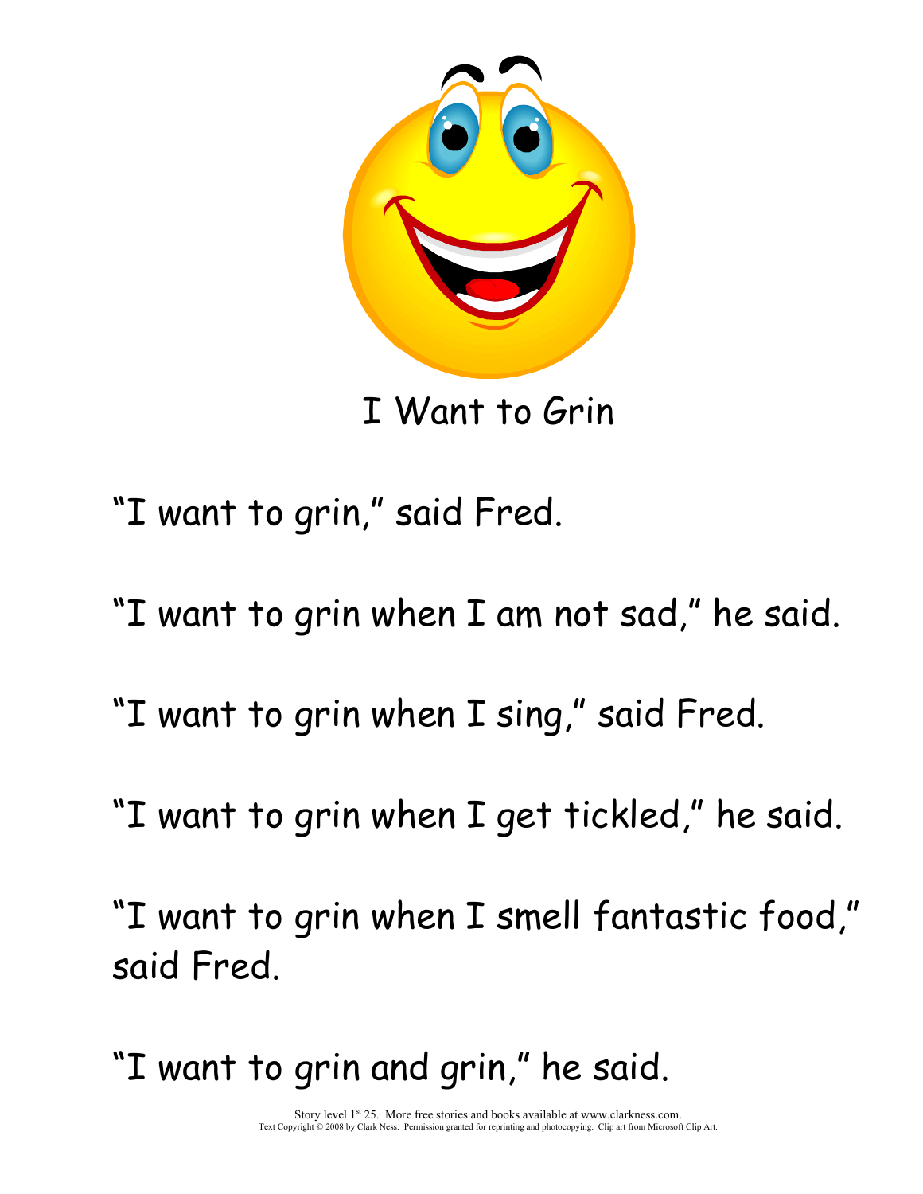# I Want to Grin

“I want to grin,” said Fred.

“I want to grin when I am not sad,” he said.

“I want to grin when I sing,” said Fred.

“I want to grin when I get tickled,” he said.

“I want to grin when I smell fantastic food,” said Fred.

“I want to grin and grin,” he said.

Story level 1st 25. More free stories and books available at www.clarkness.com.
Text Copyright © 2008 by Clark Ness. Permission granted for reprinting and photocopying. Clip art from Microsoft Clip Art.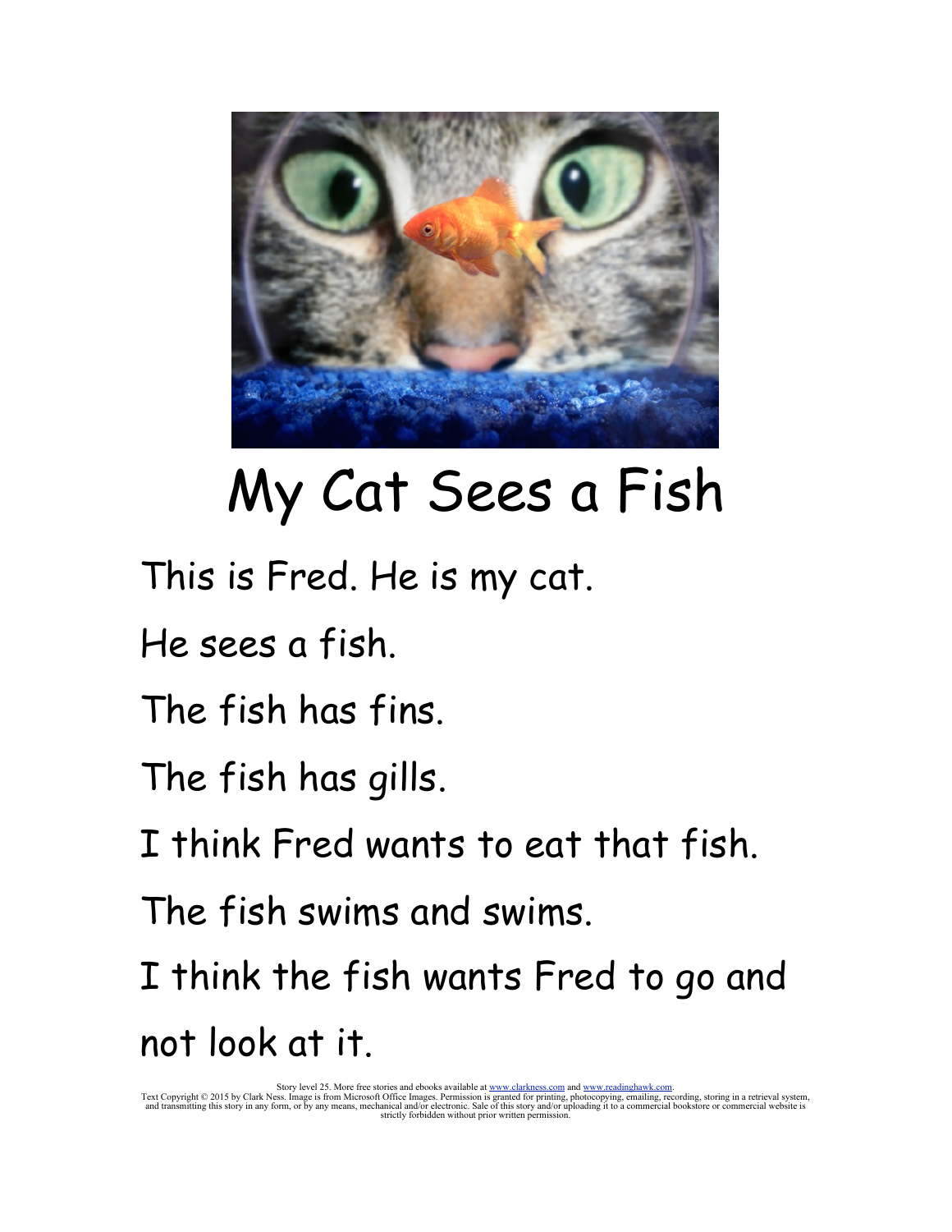# My Cat Sees a Fish

This is Fred. He is my cat.

He sees a fish.

The fish has fins.

The fish has gills.

I think Fred wants to eat that fish.

The fish swims and swims.

I think the fish wants Fred to go and not look at it.

Story level 25. More free stories and ebooks available at www.clarkness.com and www.readinghawk.com.
Text Copyright © 2015 by Clark Ness. Image is from Microsoft Office Images. Permission is granted for printing, photocopying, emailing, recording, storing in a retrieval system, and transmitting this story in any form, or by any means, mechanical and/or electronic. Sale of this story and/or uploading it to a commercial bookstore or commercial website is strictly forbidden without prior written permission.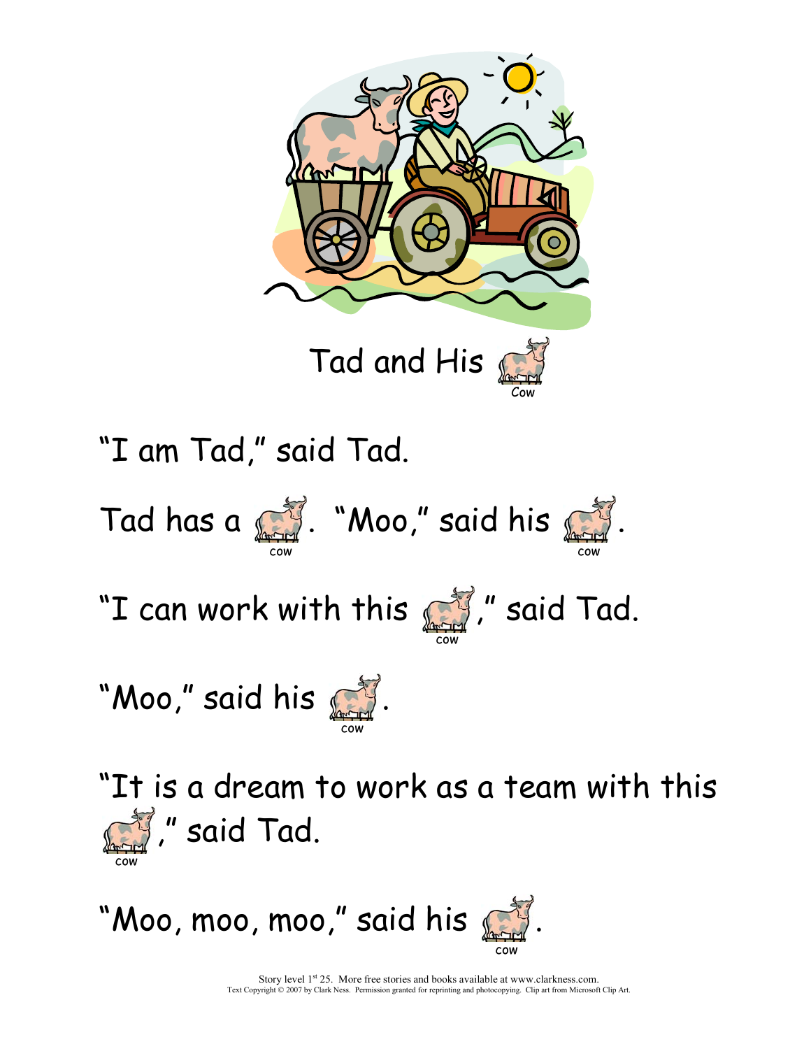# Tad and His Cow

"I am Tad," said Tad.

Tad has a cow. "Moo," said his cow.

"I can work with this cow," said Tad.

"Moo," said his cow.

"It is a dream to work as a team with this cow," said Tad.

"Moo, moo, moo," said his cow.

Story level 1st 25. More free stories and books available at www.clarkness.com.
Text Copyright © 2007 by Clark Ness. Permission granted for reprinting and photocopying. Clip art from Microsoft Clip Art.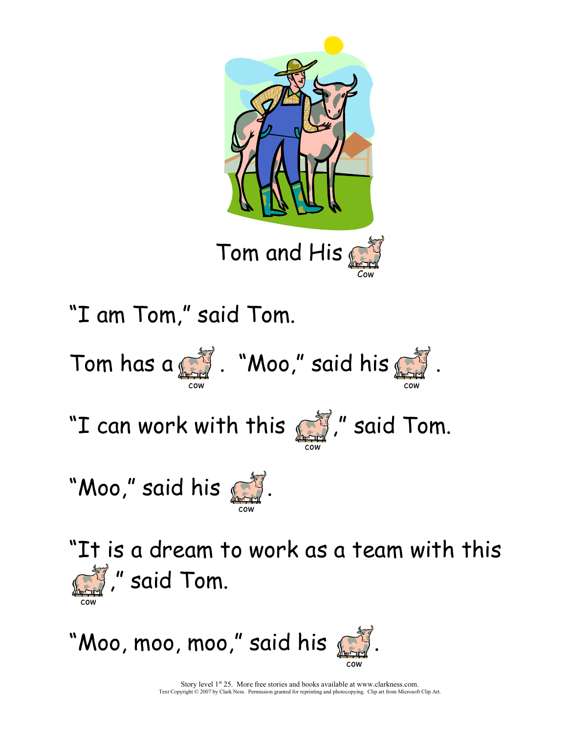# Tom and His cow

"I am Tom," said Tom.

Tom has a cow. "Moo," said his cow.

"I can work with this cow," said Tom.

"Moo," said his cow.

"It is a dream to work as a team with this cow," said Tom.

"Moo, moo, moo," said his cow.

Story level 1st 25. More free stories and books available at www.clarkness.com.
Text Copyright © 2007 by Clark Ness. Permission granted for reprinting and photocopying. Clip art from Microsoft Clip Art.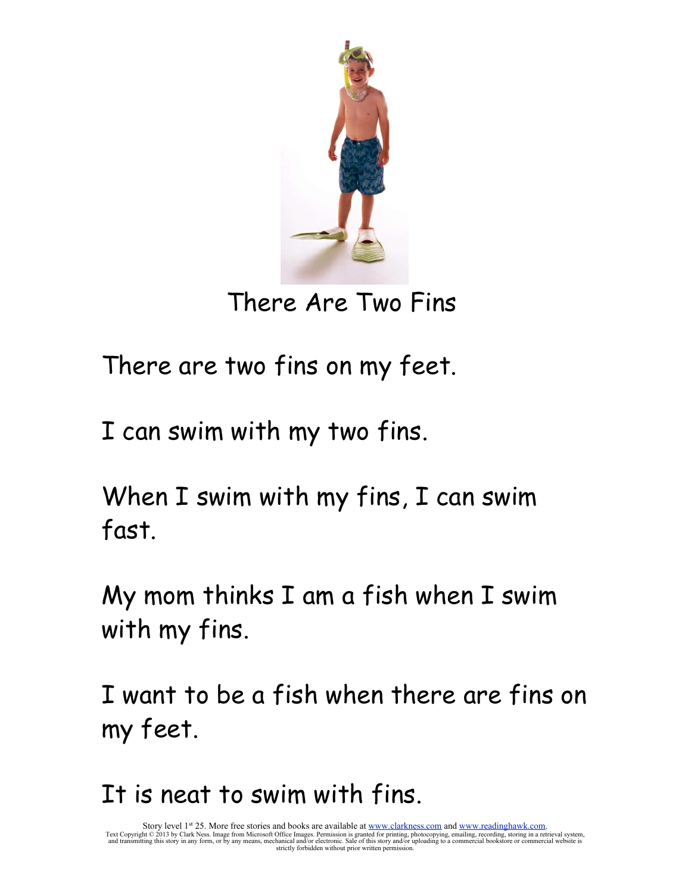# There Are Two Fins

There are two fins on my feet.

I can swim with my two fins.

When I swim with my fins, I can swim fast.

My mom thinks I am a fish when I swim with my fins.

I want to be a fish when there are fins on my feet.

It is neat to swim with fins.

Story level 1st 25. More free stories and books are available at www.clarkness.com and www.readinghawk.com.
Text Copyright © 2013 by Clark Ness. Image from Microsoft Office Images. Permission is granted for printing, photocopying, emailing, recording, storing in a retrieval system, and transmitting this story in any form, or by any means, mechanical and/or electronic. Sale of this story and/or uploading to a commercial bookstore or commercial website is strictly forbidden without prior written permission.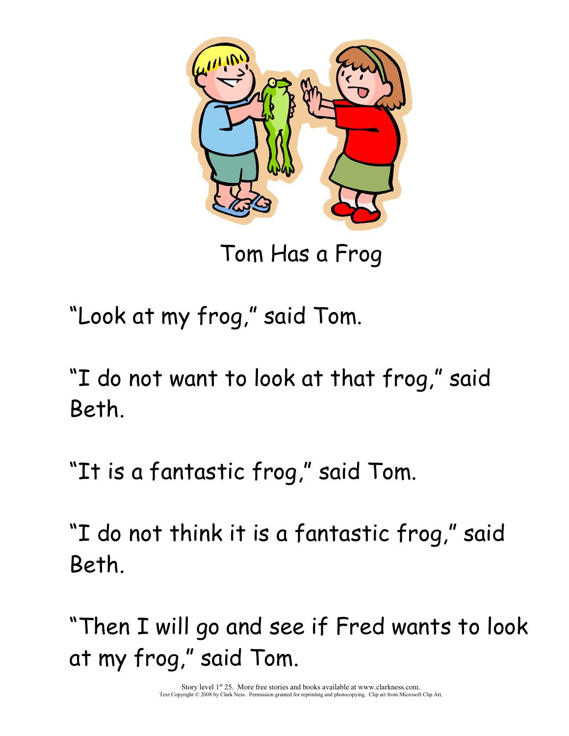# Tom Has a Frog

"Look at my frog," said Tom.

"I do not want to look at that frog," said Beth.

"It is a fantastic frog," said Tom.

"I do not think it is a fantastic frog," said Beth.

"Then I will go and see if Fred wants to look at my frog," said Tom.

Story level 1st 25. More free stories and books available at www.clarkness.com.
Text Copyright © 2008 by Clark Ness. Permission granted for reprinting and photocopying. Clip art from Microsoft Clip Art.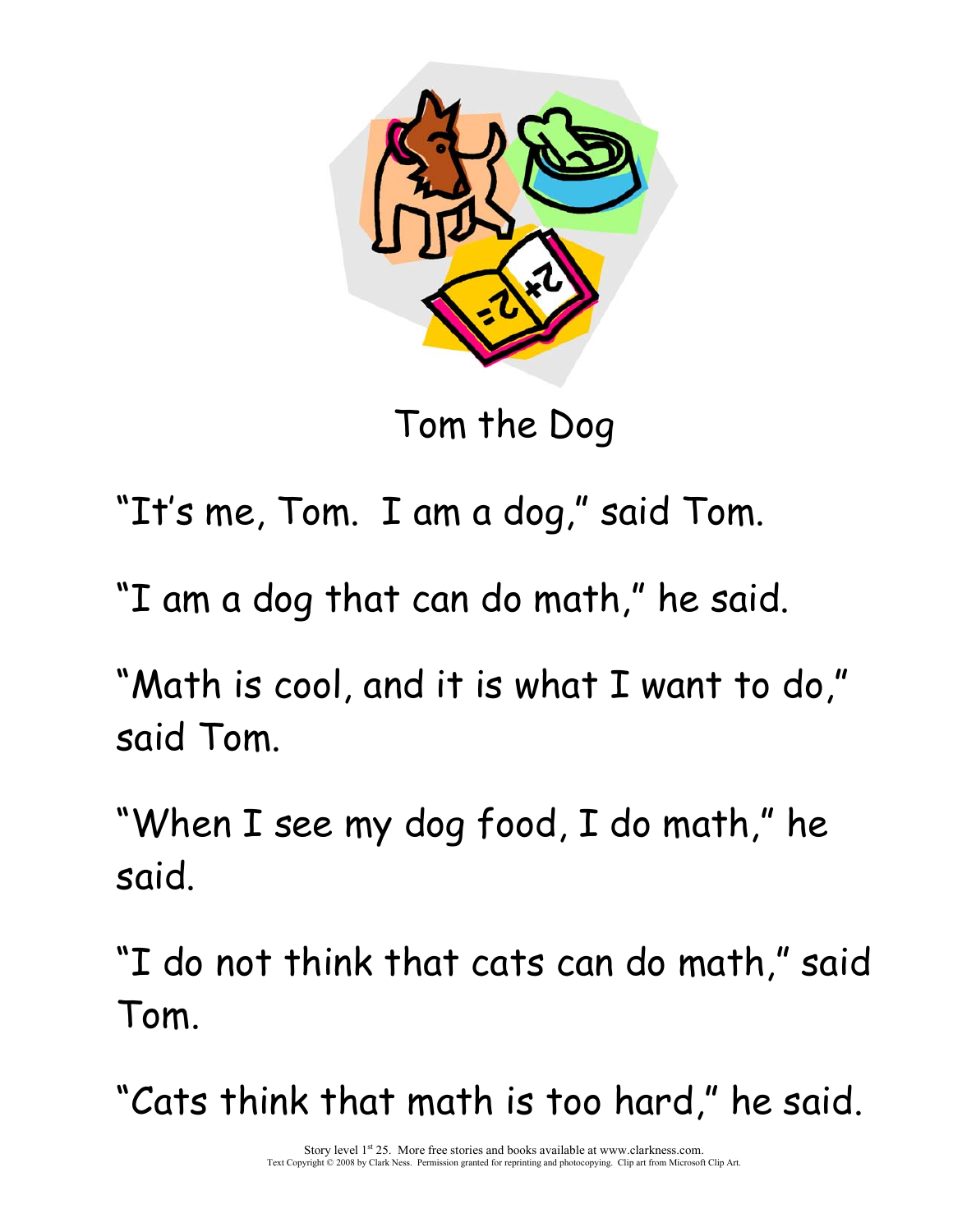# Tom the Dog

"It's me, Tom.  I am a dog," said Tom.

"I am a dog that can do math," he said.

"Math is cool, and it is what I want to do," said Tom.

"When I see my dog food, I do math," he said.

"I do not think that cats can do math," said Tom.

"Cats think that math is too hard," he said.

Story level 1st 25.  More free stories and books available at www.clarkness.com.
Text Copyright © 2008 by Clark Ness.  Permission granted for reprinting and photocopying.  Clip art from Microsoft Clip Art.